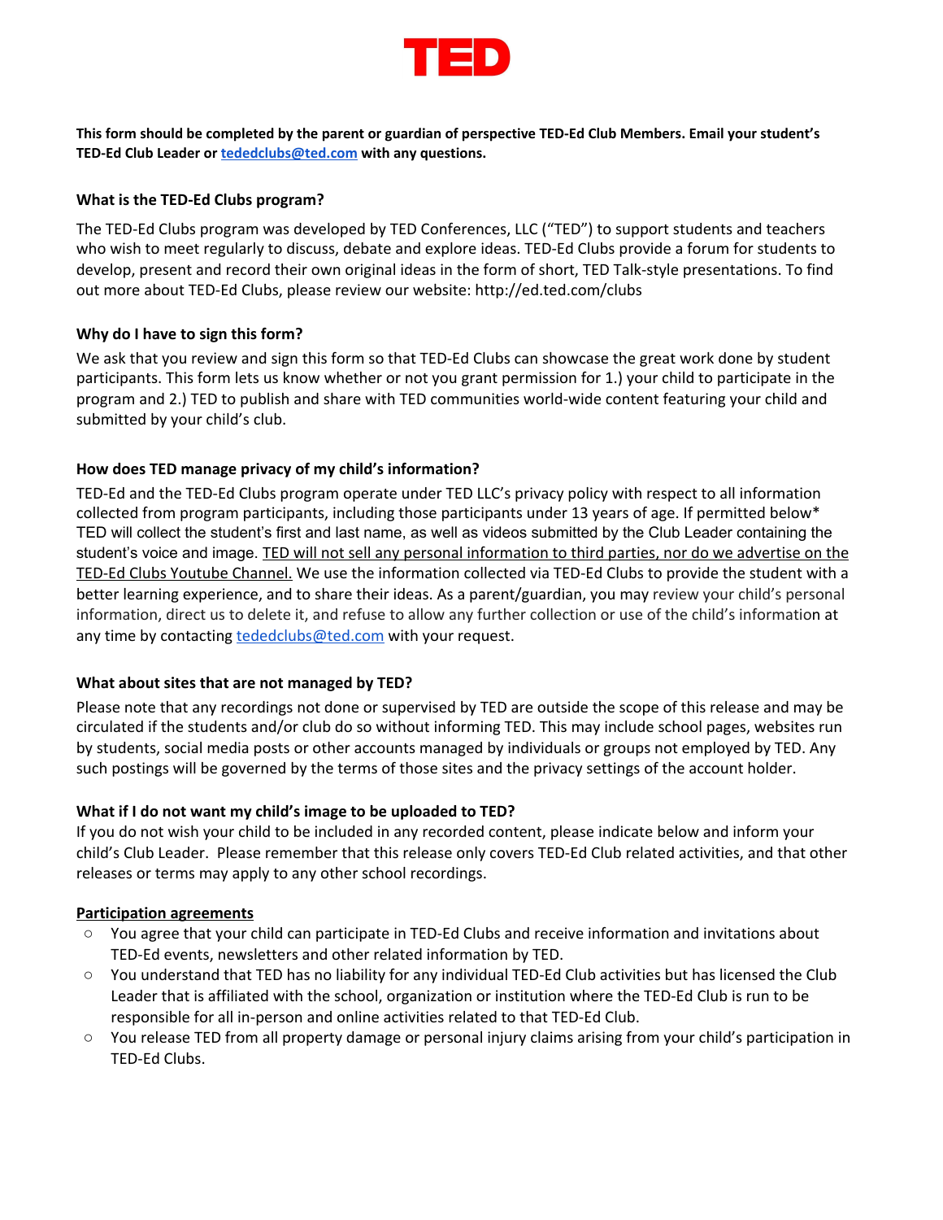# TED

**This form should be completed by the parent or guardian of perspective TED-Ed Club Members. Email your student's TED-Ed Club Leader or tededclubs@ted.com with any questions.**

### What is the TED-Ed Clubs program?

The TED-Ed Clubs program was developed by TED Conferences, LLC ("TED") to support students and teachers who wish to meet regularly to discuss, debate and explore ideas. TED-Ed Clubs provide a forum for students to develop, present and record their own original ideas in the form of short, TED Talk-style presentations. To find out more about TED-Ed Clubs, please review our website: http://ed.ted.com/clubs

### Why do I have to sign this form?

We ask that you review and sign this form so that TED-Ed Clubs can showcase the great work done by student participants. This form lets us know whether or not you grant permission for 1.) your child to participate in the program and 2.) TED to publish and share with TED communities world-wide content featuring your child and submitted by your child's club.

### How does TED manage privacy of my child's information?

TED-Ed and the TED-Ed Clubs program operate under TED LLC's privacy policy with respect to all information collected from program participants, including those participants under 13 years of age. If permitted below* TED will collect the student's first and last name, as well as videos submitted by the Club Leader containing the student's voice and image. TED will not sell any personal information to third parties, nor do we advertise on the TED-Ed Clubs Youtube Channel. We use the information collected via TED-Ed Clubs to provide the student with a better learning experience, and to share their ideas. As a parent/guardian, you may review your child's personal information, direct us to delete it, and refuse to allow any further collection or use of the child's information at any time by contacting tededclubs@ted.com with your request.

### What about sites that are not managed by TED?

Please note that any recordings not done or supervised by TED are outside the scope of this release and may be circulated if the students and/or club do so without informing TED. This may include school pages, websites run by students, social media posts or other accounts managed by individuals or groups not employed by TED. Any such postings will be governed by the terms of those sites and the privacy settings of the account holder.

### What if I do not want my child's image to be uploaded to TED?

If you do not wish your child to be included in any recorded content, please indicate below and inform your child's Club Leader. Please remember that this release only covers TED-Ed Club related activities, and that other releases or terms may apply to any other school recordings.

**Participation agreements**

- You agree that your child can participate in TED-Ed Clubs and receive information and invitations about TED-Ed events, newsletters and other related information by TED.
- You understand that TED has no liability for any individual TED-Ed Club activities but has licensed the Club Leader that is affiliated with the school, organization or institution where the TED-Ed Club is run to be responsible for all in-person and online activities related to that TED-Ed Club.
- You release TED from all property damage or personal injury claims arising from your child's participation in TED-Ed Clubs.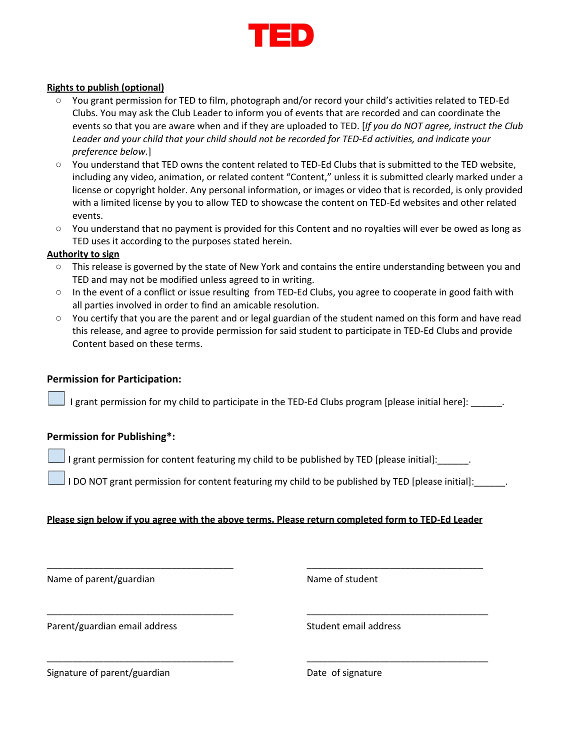# TED

**Rights to publish (optional)**

- You grant permission for TED to film, photograph and/or record your child's activities related to TED-Ed Clubs. You may ask the Club Leader to inform you of events that are recorded and can coordinate the events so that you are aware when and if they are uploaded to TED. [*If you do NOT agree, instruct the Club Leader and your child that your child should not be recorded for TED-Ed activities, and indicate your preference below.*]
- You understand that TED owns the content related to TED-Ed Clubs that is submitted to the TED website, including any video, animation, or related content "Content," unless it is submitted clearly marked under a license or copyright holder. Any personal information, or images or video that is recorded, is only provided with a limited license by you to allow TED to showcase the content on TED-Ed websites and other related events.
- You understand that no payment is provided for this Content and no royalties will ever be owed as long as TED uses it according to the purposes stated herein.

**Authority to sign**

- This release is governed by the state of New York and contains the entire understanding between you and TED and may not be modified unless agreed to in writing.
- In the event of a conflict or issue resulting from TED-Ed Clubs, you agree to cooperate in good faith with all parties involved in order to find an amicable resolution.
- You certify that you are the parent and or legal guardian of the student named on this form and have read this release, and agree to provide permission for said student to participate in TED-Ed Clubs and provide Content based on these terms.

### Permission for Participation:

☐ I grant permission for my child to participate in the TED-Ed Clubs program [please initial here]: ______.

### Permission for Publishing*:

☐ I grant permission for content featuring my child to be published by TED [please initial]:______.

☐ I DO NOT grant permission for content featuring my child to be published by TED [please initial]:______.

**Please sign below if you agree with the above terms. Please return completed form to TED-Ed Leader**

| | |
|---|---|
| ____________________________________ | ____________________________________ |
| Name of parent/guardian | Name of student |
| ____________________________________ | ____________________________________ |
| Parent/guardian email address | Student email address |
| ____________________________________ | ____________________________________ |
| Signature of parent/guardian | Date of signature |